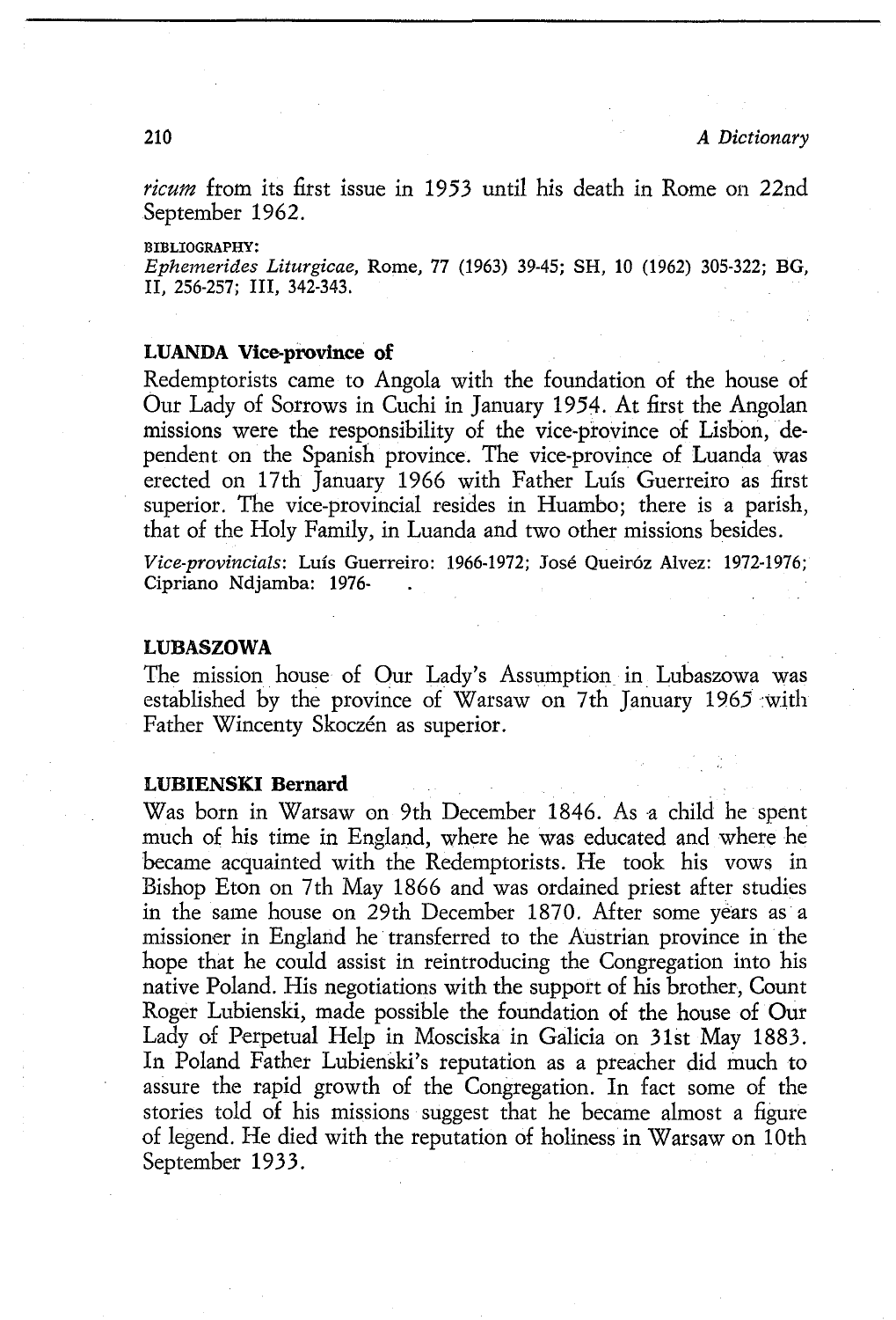*ricum* from its first issue in 1953 until his death in Rome on 22nd September 1962.

BIBLIOGRAPHY:
*Ephemerides Liturgicae*, Rome, 77 (1963) 39-45; SH, 10 (1962) 305-322; BG, II, 256-257; III, 342-343.

**LUANDA Vice-province of**

Redemptorists came to Angola with the foundation of the house of Our Lady of Sorrows in Cuchi in January 1954. At first the Angolan missions were the responsibility of the vice-province of Lisbon, dependent on the Spanish province. The vice-province of Luanda was erected on 17th January 1966 with Father Luís Guerreiro as first superior. The vice-provincial resides in Huambo; there is a parish, that of the Holy Family, in Luanda and two other missions besides.

*Vice-provincials*: Luís Guerreiro: 1966-1972; José Queiróz Alvez: 1972-1976; Cipriano Ndjamba: 1976- .

**LUBASZOWA**

The mission house of Our Lady's Assumption in Lubaszowa was established by the province of Warsaw on 7th January 1965 with Father Wincenty Skoczén as superior.

**LUBIENSKI Bernard**

Was born in Warsaw on 9th December 1846. As a child he spent much of his time in England, where he was educated and where he became acquainted with the Redemptorists. He took his vows in Bishop Eton on 7th May 1866 and was ordained priest after studies in the same house on 29th December 1870. After some years as a missioner in England he transferred to the Austrian province in the hope that he could assist in reintroducing the Congregation into his native Poland. His negotiations with the support of his brother, Count Roger Lubienski, made possible the foundation of the house of Our Lady of Perpetual Help in Mosciska in Galicia on 31st May 1883. In Poland Father Lubienski's reputation as a preacher did much to assure the rapid growth of the Congregation. In fact some of the stories told of his missions suggest that he became almost a figure of legend. He died with the reputation of holiness in Warsaw on 10th September 1933.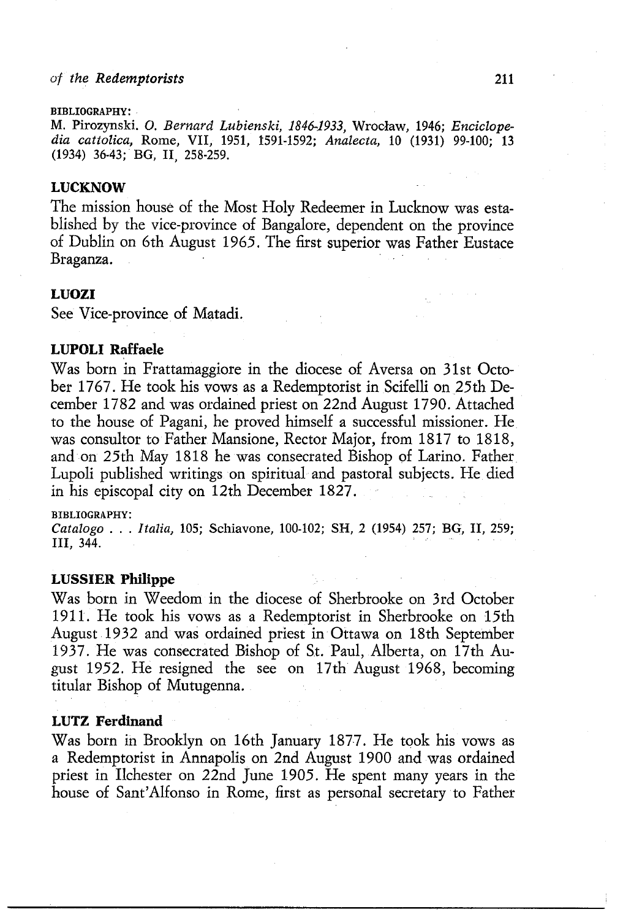BIBLIOGRAPHY:
M. Pirozynski. *O. Bernard Lubienski, 1846-1933*, Wrocław, 1946; *Enciclopedia cattolica*, Rome, VII, 1951, 1591-1592; *Analecta*, 10 (1931) 99-100; 13 (1934) 36-43; BG, II, 258-259.

## LUCKNOW

The mission house of the Most Holy Redeemer in Lucknow was established by the vice-province of Bangalore, dependent on the province of Dublin on 6th August 1965. The first superior was Father Eustace Braganza.

## LUOZI

See Vice-province of Matadi.

## LUPOLI Raffaele

Was born in Frattamaggiore in the diocese of Aversa on 31st October 1767. He took his vows as a Redemptorist in Scifelli on 25th December 1782 and was ordained priest on 22nd August 1790. Attached to the house of Pagani, he proved himself a successful missioner. He was consultor to Father Mansione, Rector Major, from 1817 to 1818, and on 25th May 1818 he was consecrated Bishop of Larino. Father Lupoli published writings on spiritual and pastoral subjects. He died in his episcopal city on 12th December 1827.

BIBLIOGRAPHY:
*Catalogo . . . Italia*, 105; Schiavone, 100-102; SH, 2 (1954) 257; BG, II, 259; III, 344.

## LUSSIER Philippe

Was born in Weedom in the diocese of Sherbrooke on 3rd October 1911. He took his vows as a Redemptorist in Sherbrooke on 15th August 1932 and was ordained priest in Ottawa on 18th September 1937. He was consecrated Bishop of St. Paul, Alberta, on 17th August 1952. He resigned the see on 17th August 1968, becoming titular Bishop of Mutugenna.

## LUTZ Ferdinand

Was born in Brooklyn on 16th January 1877. He took his vows as a Redemptorist in Annapolis on 2nd August 1900 and was ordained priest in Ilchester on 22nd June 1905. He spent many years in the house of Sant'Alfonso in Rome, first as personal secretary to Father